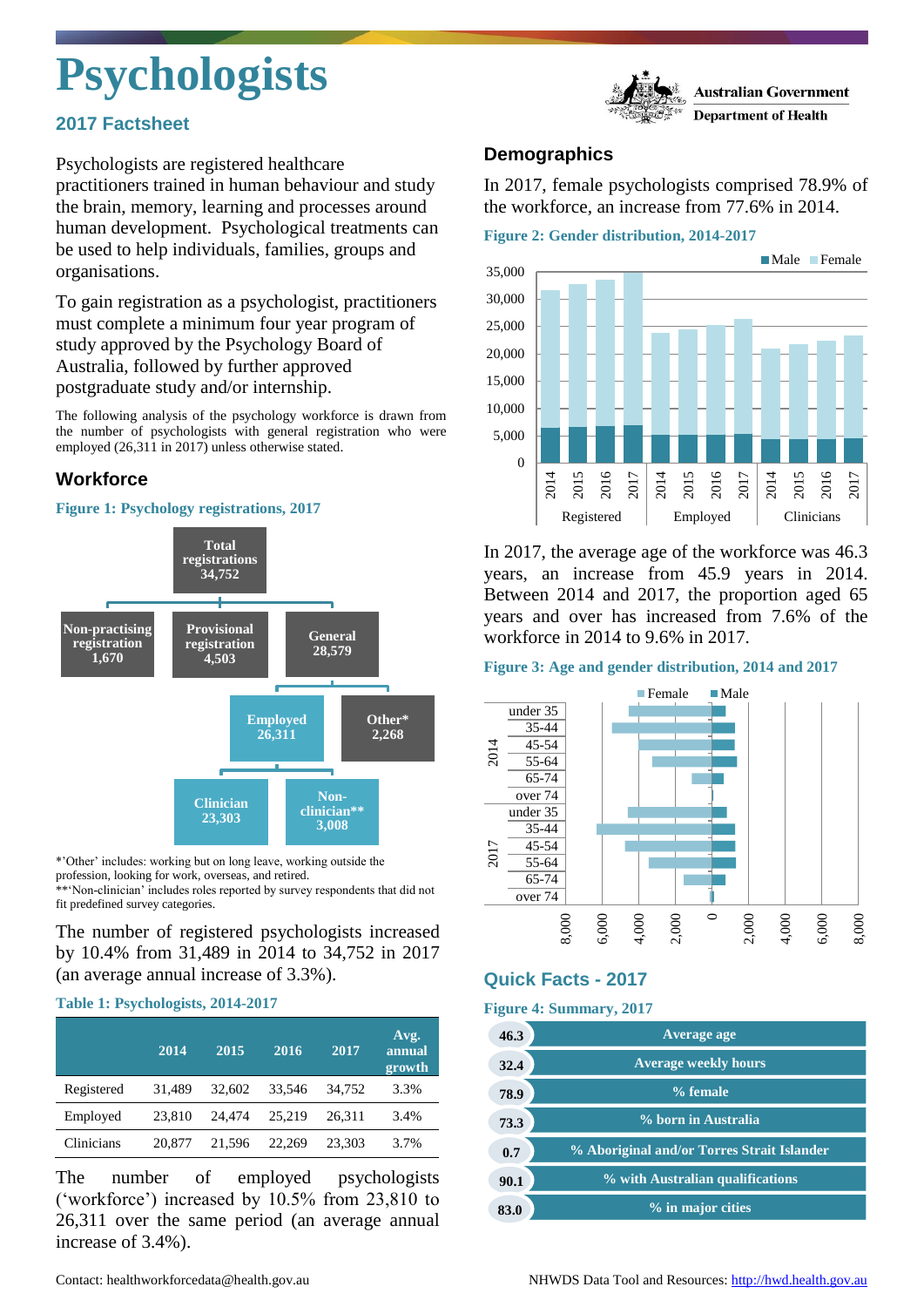# Psychologists

## 2017 Factsheet

Australian Government
Department of Health

Psychologists are registered healthcare practitioners trained in human behaviour and study the brain, memory, learning and processes around human development. Psychological treatments can be used to help individuals, families, groups and organisations.

To gain registration as a psychologist, practitioners must complete a minimum four year program of study approved by the Psychology Board of Australia, followed by further approved postgraduate study and/or internship.

The following analysis of the psychology workforce is drawn from the number of psychologists with general registration who were employed (26,311 in 2017) unless otherwise stated.

## Workforce

**Figure 1: Psychology registrations, 2017**

- Total registrations 34,752
  - Non-practising registration 1,670
  - Provisional registration 4,503
  - General 28,579
    - Employed 26,311
      - Clinician 23,303
      - Non-clinician** 3,008
    - Other* 2,268

*'Other' includes: working but on long leave, working outside the profession, looking for work, overseas, and retired.
**'Non-clinician' includes roles reported by survey respondents that did not fit predefined survey categories.

The number of registered psychologists increased by 10.4% from 31,489 in 2014 to 34,752 in 2017 (an average annual increase of 3.3%).

**Table 1: Psychologists, 2014-2017**

| | 2014 | 2015 | 2016 | 2017 | Avg. annual growth |
|---|---|---|---|---|---|
| Registered | 31,489 | 32,602 | 33,546 | 34,752 | 3.3% |
| Employed | 23,810 | 24,474 | 25,219 | 26,311 | 3.4% |
| Clinicians | 20,877 | 21,596 | 22,269 | 23,303 | 3.7% |

The number of employed psychologists ('workforce') increased by 10.5% from 23,810 to 26,311 over the same period (an average annual increase of 3.4%).

## Demographics

In 2017, female psychologists comprised 78.9% of the workforce, an increase from 77.6% in 2014.

**Figure 2: Gender distribution, 2014-2017**

In 2017, the average age of the workforce was 46.3 years, an increase from 45.9 years in 2014. Between 2014 and 2017, the proportion aged 65 years and over has increased from 7.6% of the workforce in 2014 to 9.6% in 2017.

**Figure 3: Age and gender distribution, 2014 and 2017**

## Quick Facts - 2017

**Figure 4: Summary, 2017**

| | |
|---|---|
| 46.3 | Average age |
| 32.4 | Average weekly hours |
| 78.9 | % female |
| 73.3 | % born in Australia |
| 0.7 | % Aboriginal and/or Torres Strait Islander |
| 90.1 | % with Australian qualifications |
| 83.0 | % in major cities |

Contact: healthworkforcedata@health.gov.au

NHWDS Data Tool and Resources: http://hwd.health.gov.au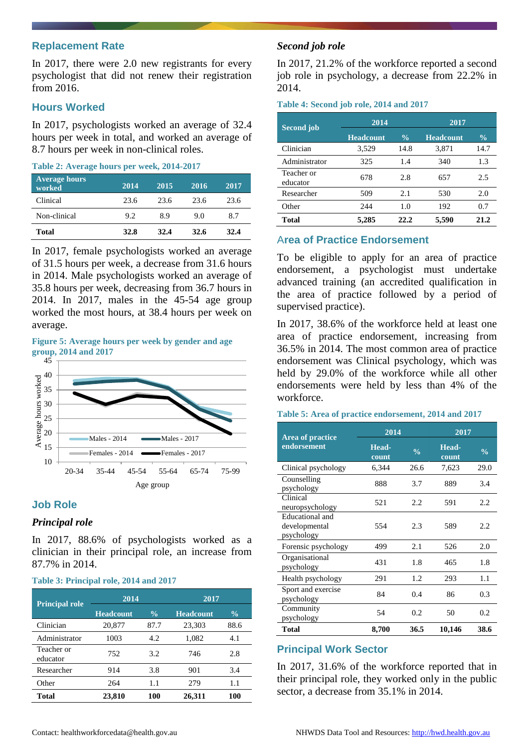## Replacement Rate

In 2017, there were 2.0 new registrants for every psychologist that did not renew their registration from 2016.

## Hours Worked

In 2017, psychologists worked an average of 32.4 hours per week in total, and worked an average of 8.7 hours per week in non-clinical roles.

**Table 2: Average hours per week, 2014-2017**

| Average hours worked | 2014 | 2015 | 2016 | 2017 |
|---|---|---|---|---|
| Clinical | 23.6 | 23.6 | 23.6 | 23.6 |
| Non-clinical | 9.2 | 8.9 | 9.0 | 8.7 |
| **Total** | **32.8** | **32.4** | **32.6** | **32.4** |

In 2017, female psychologists worked an average of 31.5 hours per week, a decrease from 31.6 hours in 2014. Male psychologists worked an average of 35.8 hours per week, decreasing from 36.7 hours in 2014. In 2017, males in the 45-54 age group worked the most hours, at 38.4 hours per week on average.

**Figure 5: Average hours per week by gender and age group, 2014 and 2017**

## Job Role

### *Principal role*

In 2017, 88.6% of psychologists worked as a clinician in their principal role, an increase from 87.7% in 2014.

**Table 3: Principal role, 2014 and 2017**

| Principal role | 2014 | | 2017 | |
|---|---|---|---|---|
| | Headcount | % | Headcount | % |
| Clinician | 20,877 | 87.7 | 23,303 | 88.6 |
| Administrator | 1003 | 4.2 | 1,082 | 4.1 |
| Teacher or educator | 752 | 3.2 | 746 | 2.8 |
| Researcher | 914 | 3.8 | 901 | 3.4 |
| Other | 264 | 1.1 | 279 | 1.1 |
| **Total** | **23,810** | **100** | **26,311** | **100** |

### *Second job role*

In 2017, 21.2% of the workforce reported a second job role in psychology, a decrease from 22.2% in 2014.

**Table 4: Second job role, 2014 and 2017**

| Second job | 2014 | | 2017 | |
|---|---|---|---|---|
| | Headcount | % | Headcount | % |
| Clinician | 3,529 | 14.8 | 3,871 | 14.7 |
| Administrator | 325 | 1.4 | 340 | 1.3 |
| Teacher or educator | 678 | 2.8 | 657 | 2.5 |
| Researcher | 509 | 2.1 | 530 | 2.0 |
| Other | 244 | 1.0 | 192 | 0.7 |
| **Total** | **5,285** | **22.2** | **5,590** | **21.2** |

## Area of Practice Endorsement

To be eligible to apply for an area of practice endorsement, a psychologist must undertake advanced training (an accredited qualification in the area of practice followed by a period of supervised practice).

In 2017, 38.6% of the workforce held at least one area of practice endorsement, increasing from 36.5% in 2014. The most common area of practice endorsement was Clinical psychology, which was held by 29.0% of the workforce while all other endorsements were held by less than 4% of the workforce.

**Table 5: Area of practice endorsement, 2014 and 2017**

| Area of practice endorsement | 2014 | | 2017 | |
|---|---|---|---|---|
| | Head-count | % | Head-count | % |
| Clinical psychology | 6,344 | 26.6 | 7,623 | 29.0 |
| Counselling psychology | 888 | 3.7 | 889 | 3.4 |
| Clinical neuropsychology | 521 | 2.2 | 591 | 2.2 |
| Educational and developmental psychology | 554 | 2.3 | 589 | 2.2 |
| Forensic psychology | 499 | 2.1 | 526 | 2.0 |
| Organisational psychology | 431 | 1.8 | 465 | 1.8 |
| Health psychology | 291 | 1.2 | 293 | 1.1 |
| Sport and exercise psychology | 84 | 0.4 | 86 | 0.3 |
| Community psychology | 54 | 0.2 | 50 | 0.2 |
| **Total** | **8,700** | **36.5** | **10,146** | **38.6** |

## Principal Work Sector

In 2017, 31.6% of the workforce reported that in their principal role, they worked only in the public sector, a decrease from 35.1% in 2014.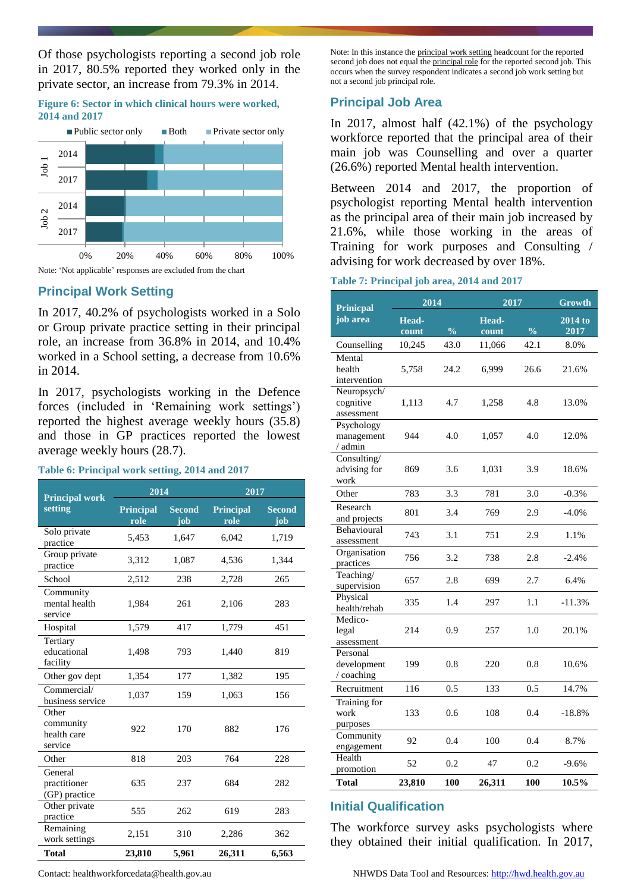Of those psychologists reporting a second job role in 2017, 80.5% reported they worked only in the private sector, an increase from 79.3% in 2014.

**Figure 6: Sector in which clinical hours were worked, 2014 and 2017**

Note: 'Not applicable' responses are excluded from the chart

## Principal Work Setting

In 2017, 40.2% of psychologists worked in a Solo or Group private practice setting in their principal role, an increase from 36.8% in 2014, and 10.4% worked in a School setting, a decrease from 10.6% in 2014.

In 2017, psychologists working in the Defence forces (included in 'Remaining work settings') reported the highest average weekly hours (35.8) and those in GP practices reported the lowest average weekly hours (28.7).

**Table 6: Principal work setting, 2014 and 2017**

| Principal work setting | 2014 | | 2017 | |
|---|---|---|---|---|
| | Principal role | Second job | Principal role | Second job |
| Solo private practice | 5,453 | 1,647 | 6,042 | 1,719 |
| Group private practice | 3,312 | 1,087 | 4,536 | 1,344 |
| School | 2,512 | 238 | 2,728 | 265 |
| Community mental health service | 1,984 | 261 | 2,106 | 283 |
| Hospital | 1,579 | 417 | 1,779 | 451 |
| Tertiary educational facility | 1,498 | 793 | 1,440 | 819 |
| Other gov dept | 1,354 | 177 | 1,382 | 195 |
| Commercial/ business service | 1,037 | 159 | 1,063 | 156 |
| Other community health care service | 922 | 170 | 882 | 176 |
| Other | 818 | 203 | 764 | 228 |
| General practitioner (GP) practice | 635 | 237 | 684 | 282 |
| Other private practice | 555 | 262 | 619 | 283 |
| Remaining work settings | 2,151 | 310 | 2,286 | 362 |
| **Total** | **23,810** | **5,961** | **26,311** | **6,563** |

Note: In this instance the principal work setting headcount for the reported second job does not equal the principal role for the reported second job. This occurs when the survey respondent indicates a second job work setting but not a second job principal role.

## Principal Job Area

In 2017, almost half (42.1%) of the psychology workforce reported that the principal area of their main job was Counselling and over a quarter (26.6%) reported Mental health intervention.

Between 2014 and 2017, the proportion of psychologist reporting Mental health intervention as the principal area of their main job increased by 21.6%, while those working in the areas of Training for work purposes and Consulting / advising for work decreased by over 18%.

**Table 7: Principal job area, 2014 and 2017**

| Prinicpal job area | 2014 | | 2017 | | Growth |
|---|---|---|---|---|---|
| | Head-count | % | Head-count | % | 2014 to 2017 |
| Counselling | 10,245 | 43.0 | 11,066 | 42.1 | 8.0% |
| Mental health intervention | 5,758 | 24.2 | 6,999 | 26.6 | 21.6% |
| Neuropsych/ cognitive assessment | 1,113 | 4.7 | 1,258 | 4.8 | 13.0% |
| Psychology management / admin | 944 | 4.0 | 1,057 | 4.0 | 12.0% |
| Consulting/ advising for work | 869 | 3.6 | 1,031 | 3.9 | 18.6% |
| Other | 783 | 3.3 | 781 | 3.0 | -0.3% |
| Research and projects | 801 | 3.4 | 769 | 2.9 | -4.0% |
| Behavioural assessment | 743 | 3.1 | 751 | 2.9 | 1.1% |
| Organisation practices | 756 | 3.2 | 738 | 2.8 | -2.4% |
| Teaching/ supervision | 657 | 2.8 | 699 | 2.7 | 6.4% |
| Physical health/rehab | 335 | 1.4 | 297 | 1.1 | -11.3% |
| Medico-legal assessment | 214 | 0.9 | 257 | 1.0 | 20.1% |
| Personal development / coaching | 199 | 0.8 | 220 | 0.8 | 10.6% |
| Recruitment | 116 | 0.5 | 133 | 0.5 | 14.7% |
| Training for work purposes | 133 | 0.6 | 108 | 0.4 | -18.8% |
| Community engagement | 92 | 0.4 | 100 | 0.4 | 8.7% |
| Health promotion | 52 | 0.2 | 47 | 0.2 | -9.6% |
| **Total** | **23,810** | **100** | **26,311** | **100** | **10.5%** |

## Initial Qualification

The workforce survey asks psychologists where they obtained their initial qualification. In 2017,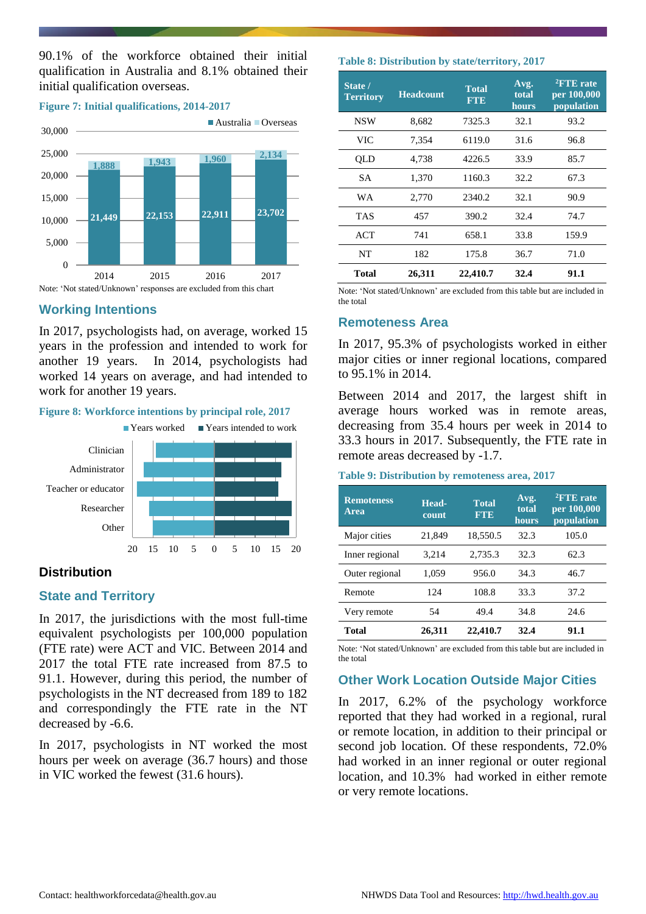90.1% of the workforce obtained their initial qualification in Australia and 8.1% obtained their initial qualification overseas.

**Figure 7: Initial qualifications, 2014-2017**

| Year | Australia | Overseas |
|---|---|---|
| 2014 | 21,449 | 1,888 |
| 2015 | 22,153 | 1,943 |
| 2016 | 22,911 | 1,960 |
| 2017 | 23,702 | 2,134 |

Note: 'Not stated/Unknown' responses are excluded from this chart

## Working Intentions

In 2017, psychologists had, on average, worked 15 years in the profession and intended to work for another 19 years. In 2014, psychologists had worked 14 years on average, and had intended to work for another 19 years.

**Figure 8: Workforce intentions by principal role, 2017**

Years worked / Years intended to work

Clinician, Administrator, Teacher or educator, Researcher, Other

# Distribution

## State and Territory

In 2017, the jurisdictions with the most full-time equivalent psychologists per 100,000 population (FTE rate) were ACT and VIC. Between 2014 and 2017 the total FTE rate increased from 87.5 to 91.1. However, during this period, the number of psychologists in the NT decreased from 189 to 182 and correspondingly the FTE rate in the NT decreased by -6.6.

In 2017, psychologists in NT worked the most hours per week on average (36.7 hours) and those in VIC worked the fewest (31.6 hours).

**Table 8: Distribution by state/territory, 2017**

| State / Territory | Headcount | Total FTE | Avg. total hours | [2]FTE rate per 100,000 population |
|---|---|---|---|---|
| NSW | 8,682 | 7325.3 | 32.1 | 93.2 |
| VIC | 7,354 | 6119.0 | 31.6 | 96.8 |
| QLD | 4,738 | 4226.5 | 33.9 | 85.7 |
| SA | 1,370 | 1160.3 | 32.2 | 67.3 |
| WA | 2,770 | 2340.2 | 32.1 | 90.9 |
| TAS | 457 | 390.2 | 32.4 | 74.7 |
| ACT | 741 | 658.1 | 33.8 | 159.9 |
| NT | 182 | 175.8 | 36.7 | 71.0 |
| **Total** | **26,311** | **22,410.7** | **32.4** | **91.1** |

Note: 'Not stated/Unknown' are excluded from this table but are included in the total

## Remoteness Area

In 2017, 95.3% of psychologists worked in either major cities or inner regional locations, compared to 95.1% in 2014.

Between 2014 and 2017, the largest shift in average hours worked was in remote areas, decreasing from 35.4 hours per week in 2014 to 33.3 hours in 2017. Subsequently, the FTE rate in remote areas decreased by -1.7.

**Table 9: Distribution by remoteness area, 2017**

| Remoteness Area | Head-count | Total FTE | Avg. total hours | [2]FTE rate per 100,000 population |
|---|---|---|---|---|
| Major cities | 21,849 | 18,550.5 | 32.3 | 105.0 |
| Inner regional | 3,214 | 2,735.3 | 32.3 | 62.3 |
| Outer regional | 1,059 | 956.0 | 34.3 | 46.7 |
| Remote | 124 | 108.8 | 33.3 | 37.2 |
| Very remote | 54 | 49.4 | 34.8 | 24.6 |
| **Total** | **26,311** | **22,410.7** | **32.4** | **91.1** |

Note: 'Not stated/Unknown' are excluded from this table but are included in the total

## Other Work Location Outside Major Cities

In 2017, 6.2% of the psychology workforce reported that they had worked in a regional, rural or remote location, in addition to their principal or second job location. Of these respondents, 72.0% had worked in an inner regional or outer regional location, and 10.3% had worked in either remote or very remote locations.

Contact: healthworkforcedata@health.gov.au

NHWDS Data Tool and Resources: http://hwd.health.gov.au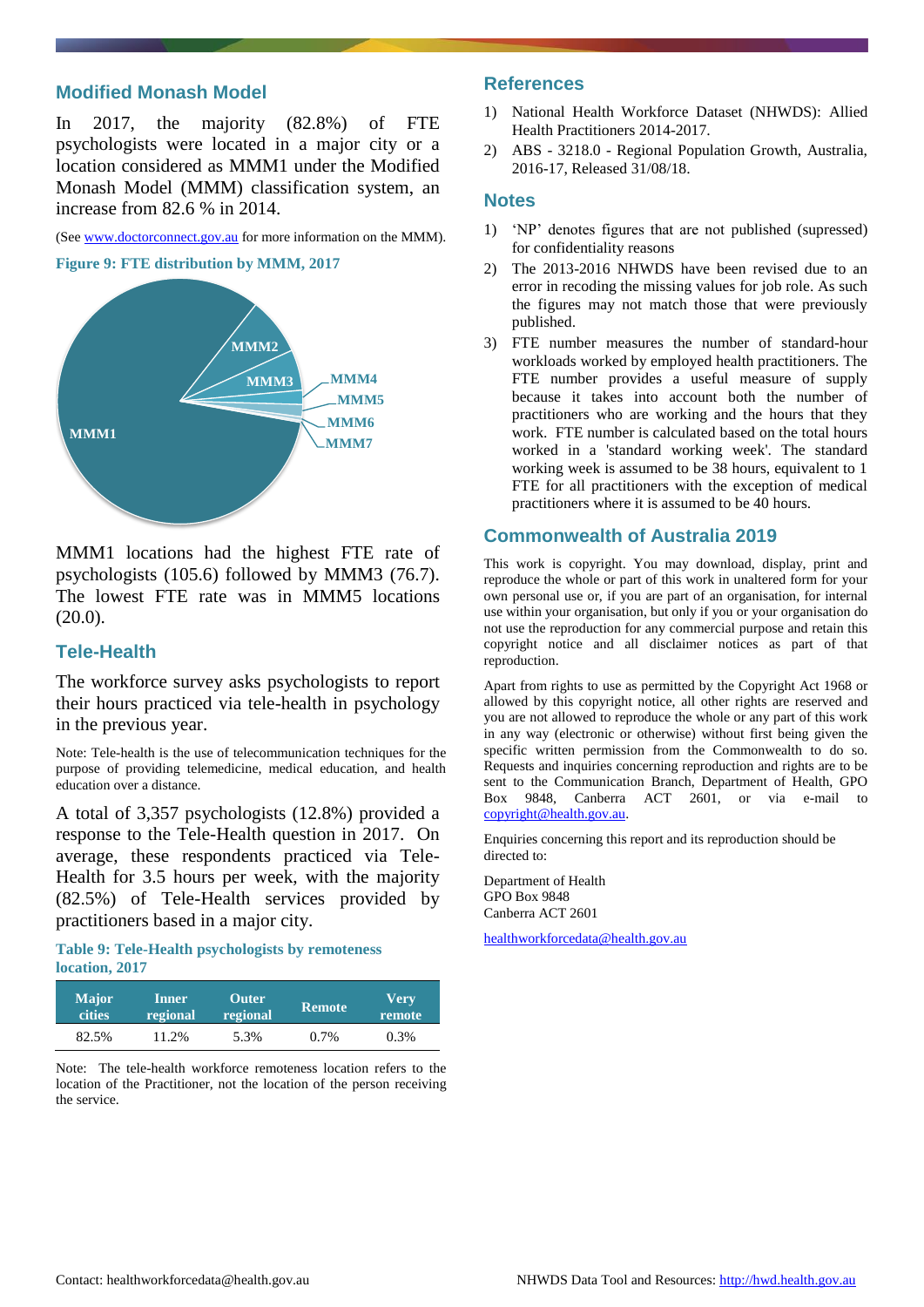## Modified Monash Model

In 2017, the majority (82.8%) of FTE psychologists were located in a major city or a location considered as MMM1 under the Modified Monash Model (MMM) classification system, an increase from 82.6 % in 2014.

(See www.doctorconnect.gov.au for more information on the MMM).

**Figure 9: FTE distribution by MMM, 2017**

MMM1
MMM2
MMM3
MMM4
MMM5
MMM6
MMM7

MMM1 locations had the highest FTE rate of psychologists (105.6) followed by MMM3 (76.7). The lowest FTE rate was in MMM5 locations (20.0).

## Tele-Health

The workforce survey asks psychologists to report their hours practiced via tele-health in psychology in the previous year.

Note: Tele-health is the use of telecommunication techniques for the purpose of providing telemedicine, medical education, and health education over a distance.

A total of 3,357 psychologists (12.8%) provided a response to the Tele-Health question in 2017. On average, these respondents practiced via Tele-Health for 3.5 hours per week, with the majority (82.5%) of Tele-Health services provided by practitioners based in a major city.

**Table 9: Tele-Health psychologists by remoteness location, 2017**

| Major cities | Inner regional | Outer regional | Remote | Very remote |
|---|---|---|---|---|
| 82.5% | 11.2% | 5.3% | 0.7% | 0.3% |

Note: The tele-health workforce remoteness location refers to the location of the Practitioner, not the location of the person receiving the service.

## References

1) National Health Workforce Dataset (NHWDS): Allied Health Practitioners 2014-2017.
2) ABS - 3218.0 - Regional Population Growth, Australia, 2016-17, Released 31/08/18.

## Notes

1) 'NP' denotes figures that are not published (supressed) for confidentiality reasons
2) The 2013-2016 NHWDS have been revised due to an error in recoding the missing values for job role. As such the figures may not match those that were previously published.
3) FTE number measures the number of standard-hour workloads worked by employed health practitioners. The FTE number provides a useful measure of supply because it takes into account both the number of practitioners who are working and the hours that they work. FTE number is calculated based on the total hours worked in a 'standard working week'. The standard working week is assumed to be 38 hours, equivalent to 1 FTE for all practitioners with the exception of medical practitioners where it is assumed to be 40 hours.

## Commonwealth of Australia 2019

This work is copyright. You may download, display, print and reproduce the whole or part of this work in unaltered form for your own personal use or, if you are part of an organisation, for internal use within your organisation, but only if you or your organisation do not use the reproduction for any commercial purpose and retain this copyright notice and all disclaimer notices as part of that reproduction.

Apart from rights to use as permitted by the Copyright Act 1968 or allowed by this copyright notice, all other rights are reserved and you are not allowed to reproduce the whole or any part of this work in any way (electronic or otherwise) without first being given the specific written permission from the Commonwealth to do so. Requests and inquiries concerning reproduction and rights are to be sent to the Communication Branch, Department of Health, GPO Box 9848, Canberra ACT 2601, or via e-mail to copyright@health.gov.au.

Enquiries concerning this report and its reproduction should be directed to:

Department of Health
GPO Box 9848
Canberra ACT 2601

healthworkforcedata@health.gov.au

Contact: healthworkforcedata@health.gov.au

NHWDS Data Tool and Resources: http://hwd.health.gov.au